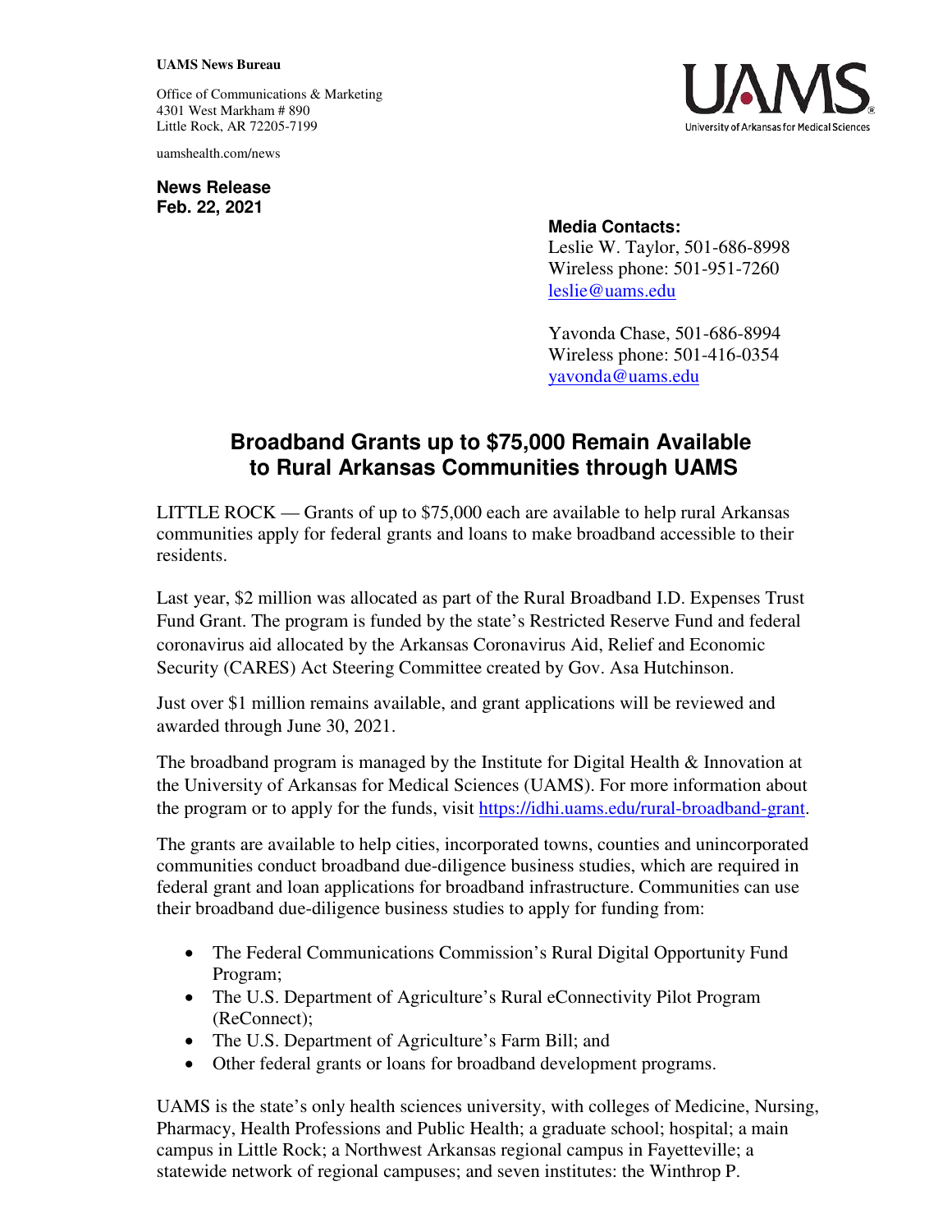**UAMS News Bureau**

Office of Communications & Marketing
4301 West Markham # 890
Little Rock, AR 72205-7199

uamshealth.com/news

**News Release**
**Feb. 22, 2021**

**Media Contacts:**
Leslie W. Taylor, 501-686-8998
Wireless phone: 501-951-7260
leslie@uams.edu

Yavonda Chase, 501-686-8994
Wireless phone: 501-416-0354
yavonda@uams.edu

# Broadband Grants up to $75,000 Remain Available to Rural Arkansas Communities through UAMS

LITTLE ROCK — Grants of up to $75,000 each are available to help rural Arkansas communities apply for federal grants and loans to make broadband accessible to their residents.

Last year, $2 million was allocated as part of the Rural Broadband I.D. Expenses Trust Fund Grant. The program is funded by the state's Restricted Reserve Fund and federal coronavirus aid allocated by the Arkansas Coronavirus Aid, Relief and Economic Security (CARES) Act Steering Committee created by Gov. Asa Hutchinson.

Just over $1 million remains available, and grant applications will be reviewed and awarded through June 30, 2021.

The broadband program is managed by the Institute for Digital Health & Innovation at the University of Arkansas for Medical Sciences (UAMS). For more information about the program or to apply for the funds, visit https://idhi.uams.edu/rural-broadband-grant.

The grants are available to help cities, incorporated towns, counties and unincorporated communities conduct broadband due-diligence business studies, which are required in federal grant and loan applications for broadband infrastructure. Communities can use their broadband due-diligence business studies to apply for funding from:

- The Federal Communications Commission's Rural Digital Opportunity Fund Program;
- The U.S. Department of Agriculture's Rural eConnectivity Pilot Program (ReConnect);
- The U.S. Department of Agriculture's Farm Bill; and
- Other federal grants or loans for broadband development programs.

UAMS is the state's only health sciences university, with colleges of Medicine, Nursing, Pharmacy, Health Professions and Public Health; a graduate school; hospital; a main campus in Little Rock; a Northwest Arkansas regional campus in Fayetteville; a statewide network of regional campuses; and seven institutes: the Winthrop P.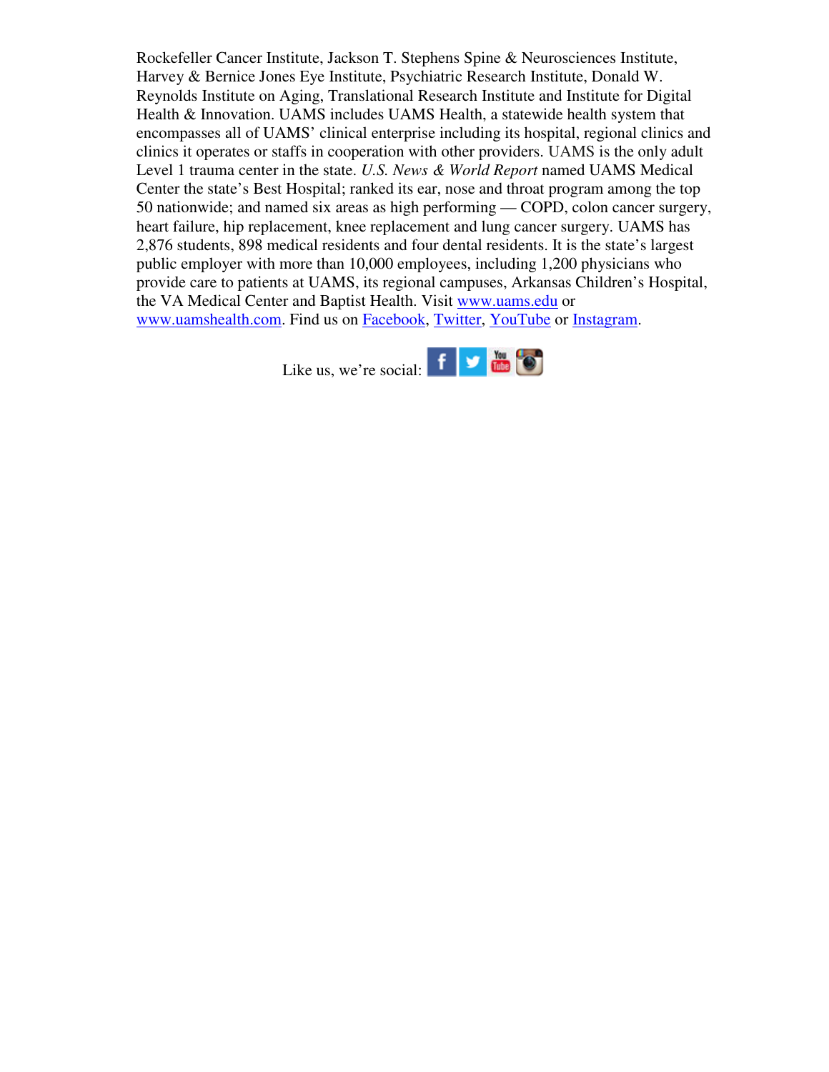Rockefeller Cancer Institute, Jackson T. Stephens Spine & Neurosciences Institute, Harvey & Bernice Jones Eye Institute, Psychiatric Research Institute, Donald W. Reynolds Institute on Aging, Translational Research Institute and Institute for Digital Health & Innovation. UAMS includes UAMS Health, a statewide health system that encompasses all of UAMS' clinical enterprise including its hospital, regional clinics and clinics it operates or staffs in cooperation with other providers. UAMS is the only adult Level 1 trauma center in the state. *U.S. News & World Report* named UAMS Medical Center the state's Best Hospital; ranked its ear, nose and throat program among the top 50 nationwide; and named six areas as high performing — COPD, colon cancer surgery, heart failure, hip replacement, knee replacement and lung cancer surgery. UAMS has 2,876 students, 898 medical residents and four dental residents. It is the state's largest public employer with more than 10,000 employees, including 1,200 physicians who provide care to patients at UAMS, its regional campuses, Arkansas Children's Hospital, the VA Medical Center and Baptist Health. Visit www.uams.edu or www.uamshealth.com. Find us on Facebook, Twitter, YouTube or Instagram.

Like us, we're social: